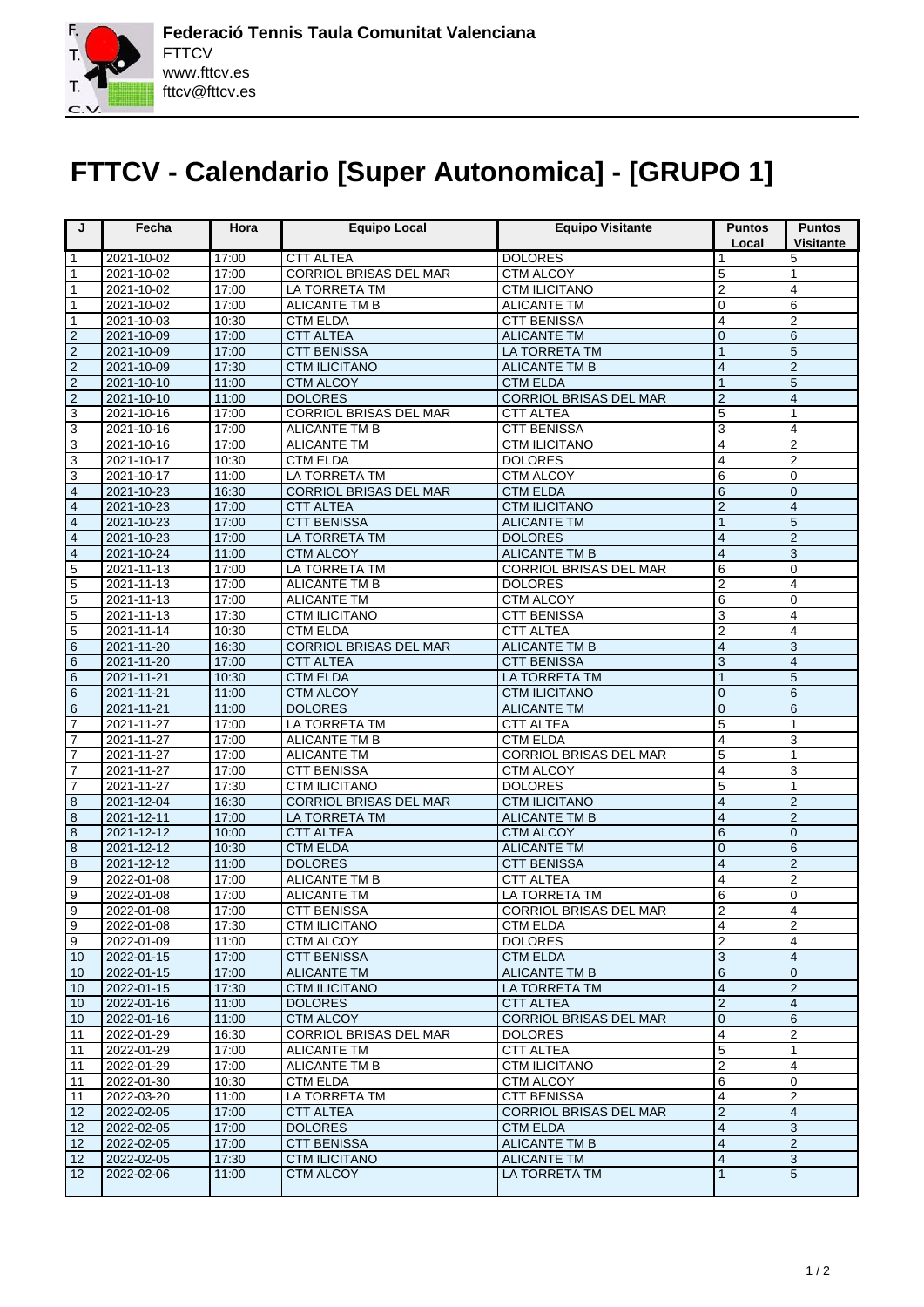Federació Tennis Taula Comunitat Valenciana
FTTCV
www.fttcv.es
fttcv@fttcv.es

# FTTCV - Calendario [Super Autonomica] - [GRUPO 1]

| J | Fecha | Hora | Equipo Local | Equipo Visitante | Puntos Local | Puntos Visitante |
|---|---|---|---|---|---|---|
| 1 | 2021-10-02 | 17:00 | CTT ALTEA | DOLORES | 1 | 5 |
| 1 | 2021-10-02 | 17:00 | CORRIOL BRISAS DEL MAR | CTM ALCOY | 5 | 1 |
| 1 | 2021-10-02 | 17:00 | LA TORRETA TM | CTM ILICITANO | 2 | 4 |
| 1 | 2021-10-02 | 17:00 | ALICANTE TM B | ALICANTE TM | 0 | 6 |
| 1 | 2021-10-03 | 10:30 | CTM ELDA | CTT BENISSA | 4 | 2 |
| 2 | 2021-10-09 | 17:00 | CTT ALTEA | ALICANTE TM | 0 | 6 |
| 2 | 2021-10-09 | 17:00 | CTT BENISSA | LA TORRETA TM | 1 | 5 |
| 2 | 2021-10-09 | 17:30 | CTM ILICITANO | ALICANTE TM B | 4 | 2 |
| 2 | 2021-10-10 | 11:00 | CTM ALCOY | CTM ELDA | 1 | 5 |
| 2 | 2021-10-10 | 11:00 | DOLORES | CORRIOL BRISAS DEL MAR | 2 | 4 |
| 3 | 2021-10-16 | 17:00 | CORRIOL BRISAS DEL MAR | CTT ALTEA | 5 | 1 |
| 3 | 2021-10-16 | 17:00 | ALICANTE TM B | CTT BENISSA | 3 | 4 |
| 3 | 2021-10-16 | 17:00 | ALICANTE TM | CTM ILICITANO | 4 | 2 |
| 3 | 2021-10-17 | 10:30 | CTM ELDA | DOLORES | 4 | 2 |
| 3 | 2021-10-17 | 11:00 | LA TORRETA TM | CTM ALCOY | 6 | 0 |
| 4 | 2021-10-23 | 16:30 | CORRIOL BRISAS DEL MAR | CTM ELDA | 6 | 0 |
| 4 | 2021-10-23 | 17:00 | CTT ALTEA | CTM ILICITANO | 2 | 4 |
| 4 | 2021-10-23 | 17:00 | CTT BENISSA | ALICANTE TM | 1 | 5 |
| 4 | 2021-10-23 | 17:00 | LA TORRETA TM | DOLORES | 4 | 2 |
| 4 | 2021-10-24 | 11:00 | CTM ALCOY | ALICANTE TM B | 4 | 3 |
| 5 | 2021-11-13 | 17:00 | LA TORRETA TM | CORRIOL BRISAS DEL MAR | 6 | 0 |
| 5 | 2021-11-13 | 17:00 | ALICANTE TM B | DOLORES | 2 | 4 |
| 5 | 2021-11-13 | 17:00 | ALICANTE TM | CTM ALCOY | 6 | 0 |
| 5 | 2021-11-13 | 17:30 | CTM ILICITANO | CTT BENISSA | 3 | 4 |
| 5 | 2021-11-14 | 10:30 | CTM ELDA | CTT ALTEA | 2 | 4 |
| 6 | 2021-11-20 | 16:30 | CORRIOL BRISAS DEL MAR | ALICANTE TM B | 4 | 3 |
| 6 | 2021-11-20 | 17:00 | CTT ALTEA | CTT BENISSA | 3 | 4 |
| 6 | 2021-11-21 | 10:30 | CTM ELDA | LA TORRETA TM | 1 | 5 |
| 6 | 2021-11-21 | 11:00 | CTM ALCOY | CTM ILICITANO | 0 | 6 |
| 6 | 2021-11-21 | 11:00 | DOLORES | ALICANTE TM | 0 | 6 |
| 7 | 2021-11-27 | 17:00 | LA TORRETA TM | CTT ALTEA | 5 | 1 |
| 7 | 2021-11-27 | 17:00 | ALICANTE TM B | CTM ELDA | 4 | 3 |
| 7 | 2021-11-27 | 17:00 | ALICANTE TM | CORRIOL BRISAS DEL MAR | 5 | 1 |
| 7 | 2021-11-27 | 17:00 | CTT BENISSA | CTM ALCOY | 4 | 3 |
| 7 | 2021-11-27 | 17:30 | CTM ILICITANO | DOLORES | 5 | 1 |
| 8 | 2021-12-04 | 16:30 | CORRIOL BRISAS DEL MAR | CTM ILICITANO | 4 | 2 |
| 8 | 2021-12-11 | 17:00 | LA TORRETA TM | ALICANTE TM B | 4 | 2 |
| 8 | 2021-12-12 | 10:00 | CTT ALTEA | CTM ALCOY | 6 | 0 |
| 8 | 2021-12-12 | 10:30 | CTM ELDA | ALICANTE TM | 0 | 6 |
| 8 | 2021-12-12 | 11:00 | DOLORES | CTT BENISSA | 4 | 2 |
| 9 | 2022-01-08 | 17:00 | ALICANTE TM B | CTT ALTEA | 4 | 2 |
| 9 | 2022-01-08 | 17:00 | ALICANTE TM | LA TORRETA TM | 6 | 0 |
| 9 | 2022-01-08 | 17:00 | CTT BENISSA | CORRIOL BRISAS DEL MAR | 2 | 4 |
| 9 | 2022-01-08 | 17:30 | CTM ILICITANO | CTM ELDA | 4 | 2 |
| 9 | 2022-01-09 | 11:00 | CTM ALCOY | DOLORES | 2 | 4 |
| 10 | 2022-01-15 | 17:00 | CTT BENISSA | CTM ELDA | 3 | 4 |
| 10 | 2022-01-15 | 17:00 | ALICANTE TM | ALICANTE TM B | 6 | 0 |
| 10 | 2022-01-15 | 17:30 | CTM ILICITANO | LA TORRETA TM | 4 | 2 |
| 10 | 2022-01-16 | 11:00 | DOLORES | CTT ALTEA | 2 | 4 |
| 10 | 2022-01-16 | 11:00 | CTM ALCOY | CORRIOL BRISAS DEL MAR | 0 | 6 |
| 11 | 2022-01-29 | 16:30 | CORRIOL BRISAS DEL MAR | DOLORES | 4 | 2 |
| 11 | 2022-01-29 | 17:00 | ALICANTE TM | CTT ALTEA | 5 | 1 |
| 11 | 2022-01-29 | 17:00 | ALICANTE TM B | CTM ILICITANO | 2 | 4 |
| 11 | 2022-01-30 | 10:30 | CTM ELDA | CTM ALCOY | 6 | 0 |
| 11 | 2022-03-20 | 11:00 | LA TORRETA TM | CTT BENISSA | 4 | 2 |
| 12 | 2022-02-05 | 17:00 | CTT ALTEA | CORRIOL BRISAS DEL MAR | 2 | 4 |
| 12 | 2022-02-05 | 17:00 | DOLORES | CTM ELDA | 4 | 3 |
| 12 | 2022-02-05 | 17:00 | CTT BENISSA | ALICANTE TM B | 4 | 2 |
| 12 | 2022-02-05 | 17:30 | CTM ILICITANO | ALICANTE TM | 4 | 3 |
| 12 | 2022-02-06 | 11:00 | CTM ALCOY | LA TORRETA TM | 1 | 5 |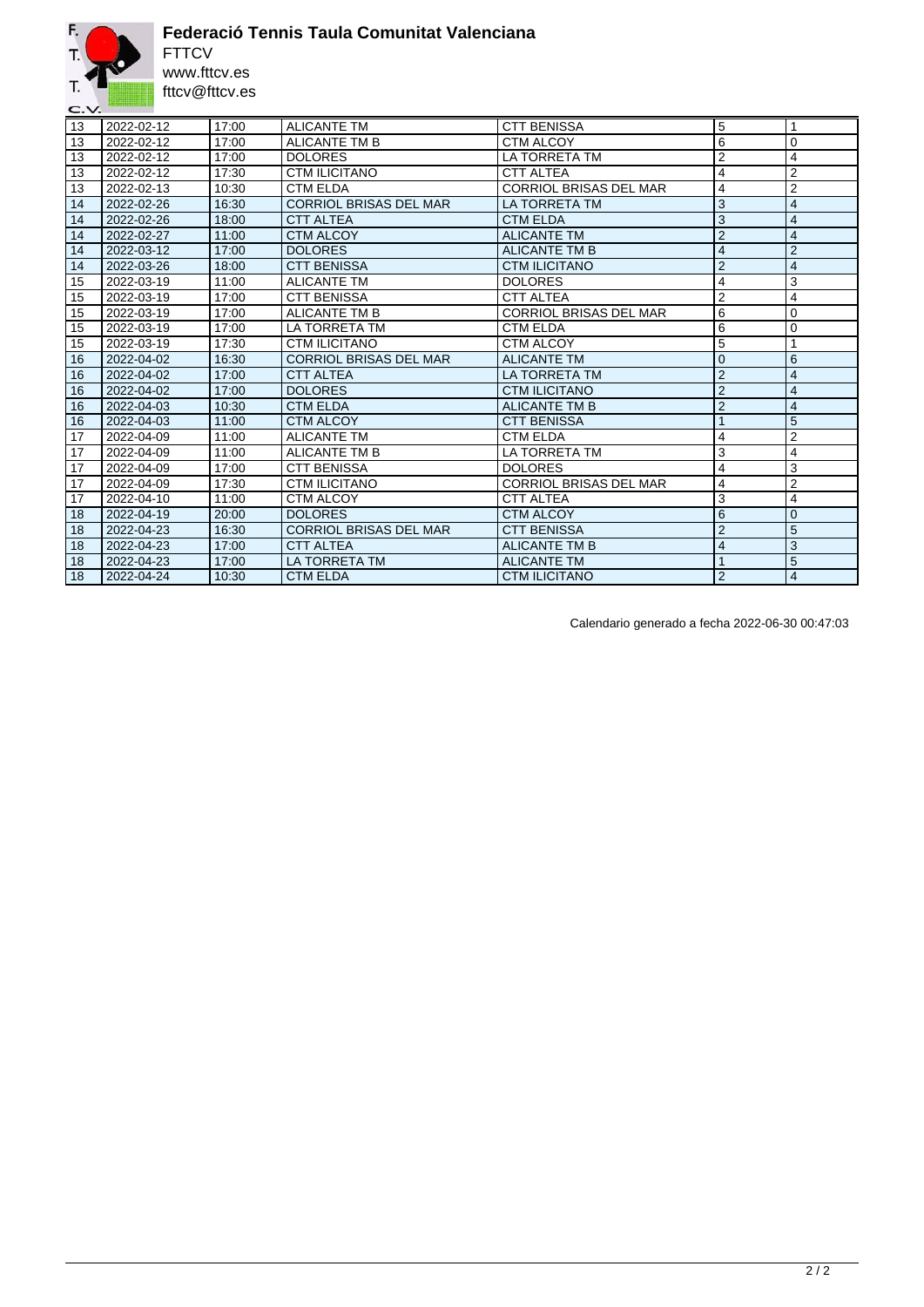**Federació Tennis Taula Comunitat Valenciana**
FTTCV
www.fttcv.es
fttcv@fttcv.es

| | | | | | | |
|---|---|---|---|---|---|---|
| 13 | 2022-02-12 | 17:00 | ALICANTE TM | CTT BENISSA | 5 | 1 |
| 13 | 2022-02-12 | 17:00 | ALICANTE TM B | CTM ALCOY | 6 | 0 |
| 13 | 2022-02-12 | 17:00 | DOLORES | LA TORRETA TM | 2 | 4 |
| 13 | 2022-02-12 | 17:30 | CTM ILICITANO | CTT ALTEA | 4 | 2 |
| 13 | 2022-02-13 | 10:30 | CTM ELDA | CORRIOL BRISAS DEL MAR | 4 | 2 |
| 14 | 2022-02-26 | 16:30 | CORRIOL BRISAS DEL MAR | LA TORRETA TM | 3 | 4 |
| 14 | 2022-02-26 | 18:00 | CTT ALTEA | CTM ELDA | 3 | 4 |
| 14 | 2022-02-27 | 11:00 | CTM ALCOY | ALICANTE TM | 2 | 4 |
| 14 | 2022-03-12 | 17:00 | DOLORES | ALICANTE TM B | 4 | 2 |
| 14 | 2022-03-26 | 18:00 | CTT BENISSA | CTM ILICITANO | 2 | 4 |
| 15 | 2022-03-19 | 11:00 | ALICANTE TM | DOLORES | 4 | 3 |
| 15 | 2022-03-19 | 17:00 | CTT BENISSA | CTT ALTEA | 2 | 4 |
| 15 | 2022-03-19 | 17:00 | ALICANTE TM B | CORRIOL BRISAS DEL MAR | 6 | 0 |
| 15 | 2022-03-19 | 17:00 | LA TORRETA TM | CTM ELDA | 6 | 0 |
| 15 | 2022-03-19 | 17:30 | CTM ILICITANO | CTM ALCOY | 5 | 1 |
| 16 | 2022-04-02 | 16:30 | CORRIOL BRISAS DEL MAR | ALICANTE TM | 0 | 6 |
| 16 | 2022-04-02 | 17:00 | CTT ALTEA | LA TORRETA TM | 2 | 4 |
| 16 | 2022-04-02 | 17:00 | DOLORES | CTM ILICITANO | 2 | 4 |
| 16 | 2022-04-03 | 10:30 | CTM ELDA | ALICANTE TM B | 2 | 4 |
| 16 | 2022-04-03 | 11:00 | CTM ALCOY | CTT BENISSA | 1 | 5 |
| 17 | 2022-04-09 | 11:00 | ALICANTE TM | CTM ELDA | 4 | 2 |
| 17 | 2022-04-09 | 11:00 | ALICANTE TM B | LA TORRETA TM | 3 | 4 |
| 17 | 2022-04-09 | 17:00 | CTT BENISSA | DOLORES | 4 | 3 |
| 17 | 2022-04-09 | 17:30 | CTM ILICITANO | CORRIOL BRISAS DEL MAR | 4 | 2 |
| 17 | 2022-04-10 | 11:00 | CTM ALCOY | CTT ALTEA | 3 | 4 |
| 18 | 2022-04-19 | 20:00 | DOLORES | CTM ALCOY | 6 | 0 |
| 18 | 2022-04-23 | 16:30 | CORRIOL BRISAS DEL MAR | CTT BENISSA | 2 | 5 |
| 18 | 2022-04-23 | 17:00 | CTT ALTEA | ALICANTE TM B | 4 | 3 |
| 18 | 2022-04-23 | 17:00 | LA TORRETA TM | ALICANTE TM | 1 | 5 |
| 18 | 2022-04-24 | 10:30 | CTM ELDA | CTM ILICITANO | 2 | 4 |

Calendario generado a fecha 2022-06-30 00:47:03